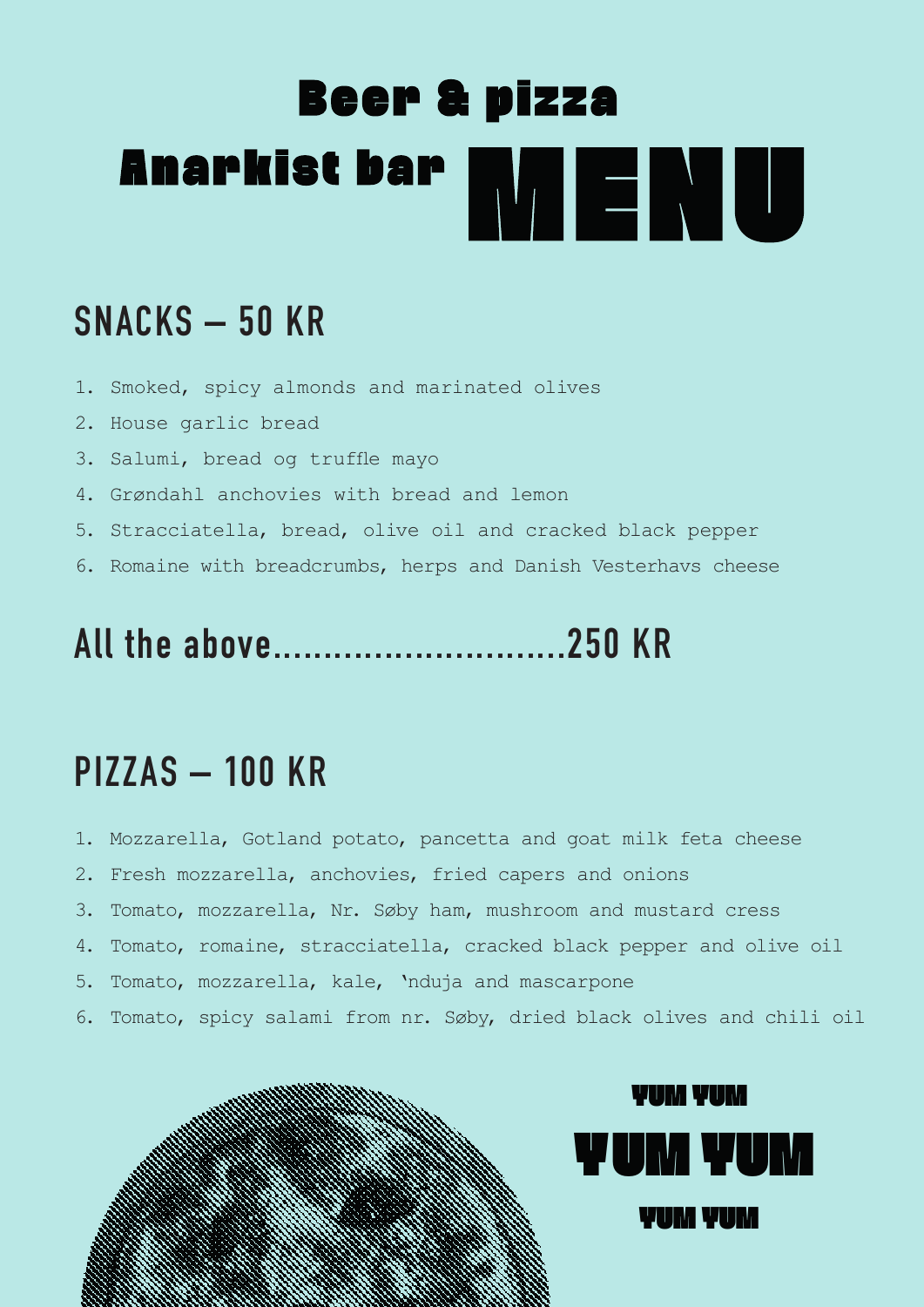# Beer & pizza

# Anarkist bar MENU

## SNACKS – 50 KR

1. Smoked, spicy almonds and marinated olives
2. House garlic bread
3. Salumi, bread og truffle mayo
4. Grøndahl anchovies with bread and lemon
5. Stracciatella, bread, olive oil and cracked black pepper
6. Romaine with breadcrumbs, herps and Danish Vesterhavs cheese

## All the above............................250 KR

## PIZZAS – 100 KR

1. Mozzarella, Gotland potato, pancetta and goat milk feta cheese
2. Fresh mozzarella, anchovies, fried capers and onions
3. Tomato, mozzarella, Nr. Søby ham, mushroom and mustard cress
4. Tomato, romaine, stracciatella, cracked black pepper and olive oil
5. Tomato, mozzarella, kale, 'nduja and mascarpone
6. Tomato, spicy salami from nr. Søby, dried black olives and chili oil

YUM YUM

**YUM YUM**

YUM YUM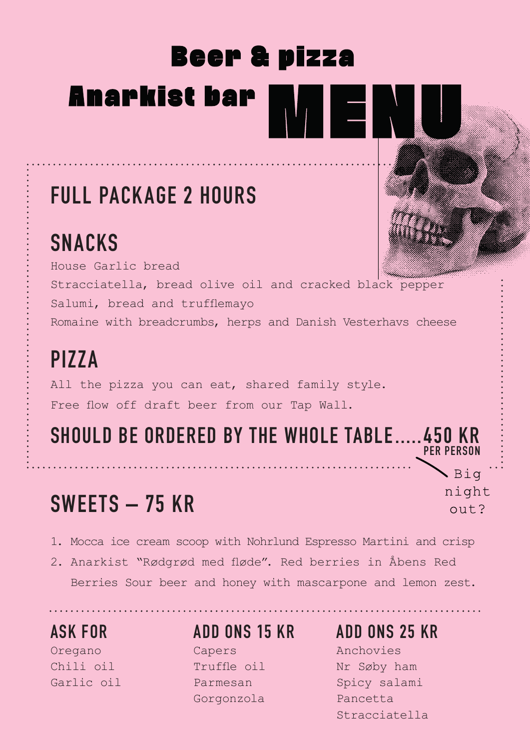# Beer & pizza

# Anarkist bar MENU

## FULL PACKAGE 2 HOURS

### SNACKS

House Garlic bread
Stracciatella, bread olive oil and cracked black pepper
Salumi, bread and trufflemayo
Romaine with breadcrumbs, herps and Danish Vesterhavs cheese

### PIZZA

All the pizza you can eat, shared family style.
Free flow off draft beer from our Tap Wall.

**SHOULD BE ORDERED BY THE WHOLE TABLE.....450 KR PER PERSON**

Big night out?

## SWEETS – 75 KR

1. Mocca ice cream scoop with Nohrlund Espresso Martini and crisp
2. Anarkist "Rødgrød med fløde". Red berries in Åbens Red Berries Sour beer and honey with mascarpone and lemon zest.

### ASK FOR

Oregano
Chili oil
Garlic oil

### ADD ONS 15 KR

Capers
Truffle oil
Parmesan
Gorgonzola

### ADD ONS 25 KR

Anchovies
Nr Søby ham
Spicy salami
Pancetta
Stracciatella